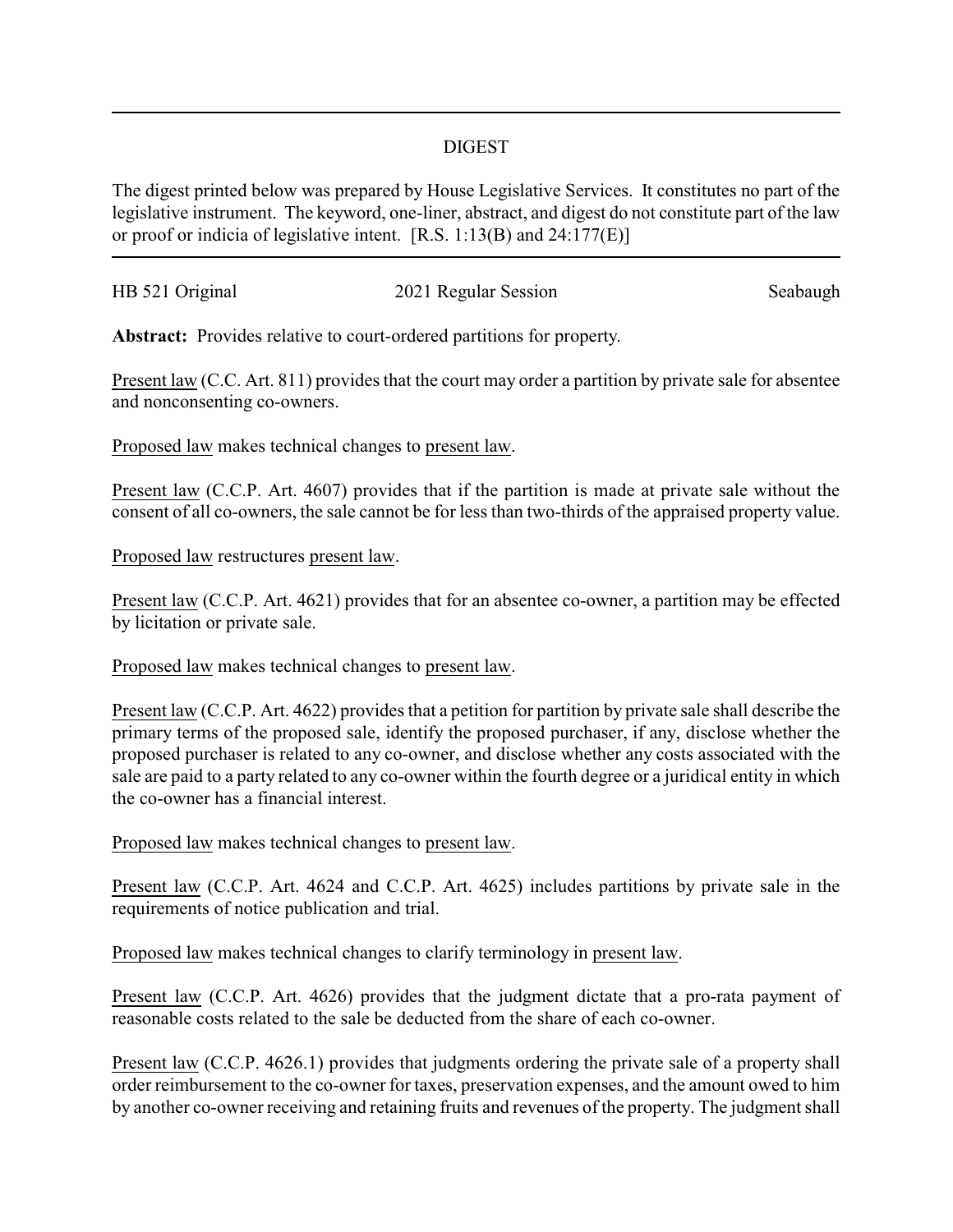# DIGEST

The digest printed below was prepared by House Legislative Services. It constitutes no part of the legislative instrument. The keyword, one-liner, abstract, and digest do not constitute part of the law or proof or indicia of legislative intent. [R.S. 1:13(B) and 24:177(E)]

HB 521 Original | 2021 Regular Session | Seabaugh

**Abstract:** Provides relative to court-ordered partitions for property.

Present law (C.C. Art. 811) provides that the court may order a partition by private sale for absentee and nonconsenting co-owners.

Proposed law makes technical changes to present law.

Present law (C.C.P. Art. 4607) provides that if the partition is made at private sale without the consent of all co-owners, the sale cannot be for less than two-thirds of the appraised property value.

Proposed law restructures present law.

Present law (C.C.P. Art. 4621) provides that for an absentee co-owner, a partition may be effected by licitation or private sale.

Proposed law makes technical changes to present law.

Present law (C.C.P. Art. 4622) provides that a petition for partition by private sale shall describe the primary terms of the proposed sale, identify the proposed purchaser, if any, disclose whether the proposed purchaser is related to any co-owner, and disclose whether any costs associated with the sale are paid to a party related to any co-owner within the fourth degree or a juridical entity in which the co-owner has a financial interest.

Proposed law makes technical changes to present law.

Present law (C.C.P. Art. 4624 and C.C.P. Art. 4625) includes partitions by private sale in the requirements of notice publication and trial.

Proposed law makes technical changes to clarify terminology in present law.

Present law (C.C.P. Art. 4626) provides that the judgment dictate that a pro-rata payment of reasonable costs related to the sale be deducted from the share of each co-owner.

Present law (C.C.P. 4626.1) provides that judgments ordering the private sale of a property shall order reimbursement to the co-owner for taxes, preservation expenses, and the amount owed to him by another co-owner receiving and retaining fruits and revenues of the property. The judgment shall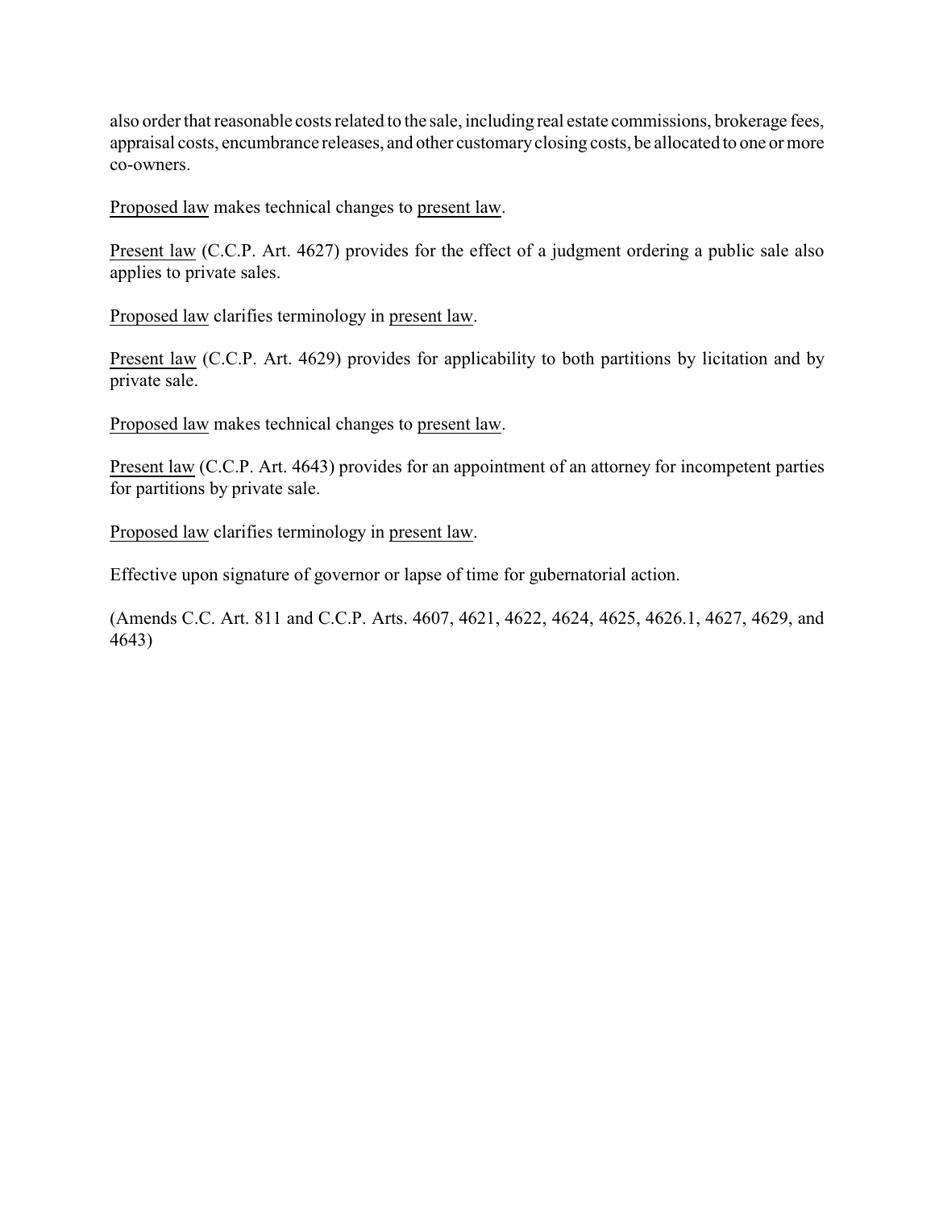also order that reasonable costs related to the sale, including real estate commissions, brokerage fees, appraisal costs, encumbrance releases, and other customary closing costs, be allocated to one or more co-owners.

Proposed law makes technical changes to present law.

Present law (C.C.P. Art. 4627) provides for the effect of a judgment ordering a public sale also applies to private sales.

Proposed law clarifies terminology in present law.

Present law (C.C.P. Art. 4629) provides for applicability to both partitions by licitation and by private sale.

Proposed law makes technical changes to present law.

Present law (C.C.P. Art. 4643) provides for an appointment of an attorney for incompetent parties for partitions by private sale.

Proposed law clarifies terminology in present law.

Effective upon signature of governor or lapse of time for gubernatorial action.

(Amends C.C. Art. 811 and C.C.P. Arts. 4607, 4621, 4622, 4624, 4625, 4626.1, 4627, 4629, and 4643)